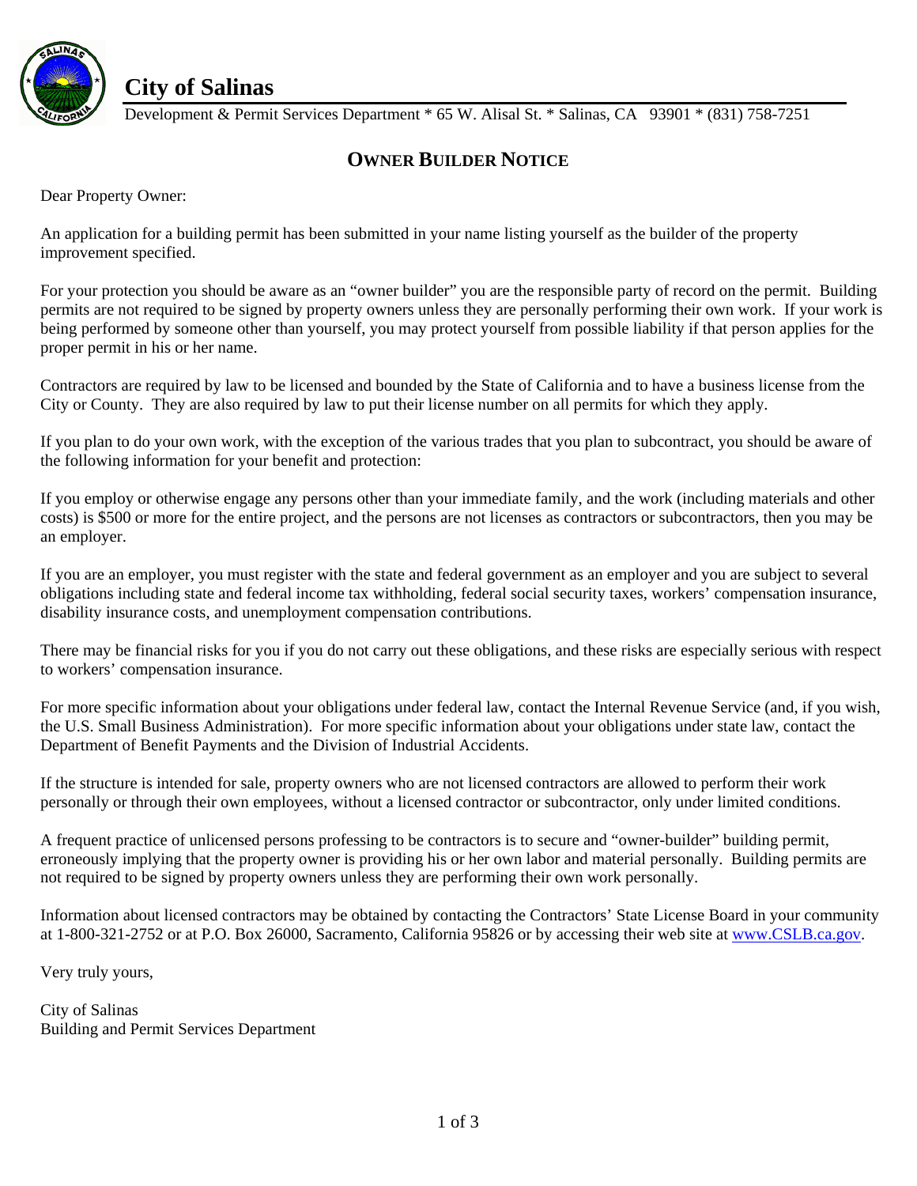# City of Salinas

Development & Permit Services Department * 65 W. Alisal St. * Salinas, CA 93901 * (831) 758-7251

## OWNER BUILDER NOTICE

Dear Property Owner:

An application for a building permit has been submitted in your name listing yourself as the builder of the property improvement specified.

For your protection you should be aware as an "owner builder" you are the responsible party of record on the permit. Building permits are not required to be signed by property owners unless they are personally performing their own work. If your work is being performed by someone other than yourself, you may protect yourself from possible liability if that person applies for the proper permit in his or her name.

Contractors are required by law to be licensed and bounded by the State of California and to have a business license from the City or County. They are also required by law to put their license number on all permits for which they apply.

If you plan to do your own work, with the exception of the various trades that you plan to subcontract, you should be aware of the following information for your benefit and protection:

If you employ or otherwise engage any persons other than your immediate family, and the work (including materials and other costs) is $500 or more for the entire project, and the persons are not licenses as contractors or subcontractors, then you may be an employer.

If you are an employer, you must register with the state and federal government as an employer and you are subject to several obligations including state and federal income tax withholding, federal social security taxes, workers' compensation insurance, disability insurance costs, and unemployment compensation contributions.

There may be financial risks for you if you do not carry out these obligations, and these risks are especially serious with respect to workers' compensation insurance.

For more specific information about your obligations under federal law, contact the Internal Revenue Service (and, if you wish, the U.S. Small Business Administration). For more specific information about your obligations under state law, contact the Department of Benefit Payments and the Division of Industrial Accidents.

If the structure is intended for sale, property owners who are not licensed contractors are allowed to perform their work personally or through their own employees, without a licensed contractor or subcontractor, only under limited conditions.

A frequent practice of unlicensed persons professing to be contractors is to secure and "owner-builder" building permit, erroneously implying that the property owner is providing his or her own labor and material personally. Building permits are not required to be signed by property owners unless they are performing their own work personally.

Information about licensed contractors may be obtained by contacting the Contractors' State License Board in your community at 1-800-321-2752 or at P.O. Box 26000, Sacramento, California 95826 or by accessing their web site at www.CSLB.ca.gov.

Very truly yours,

City of Salinas
Building and Permit Services Department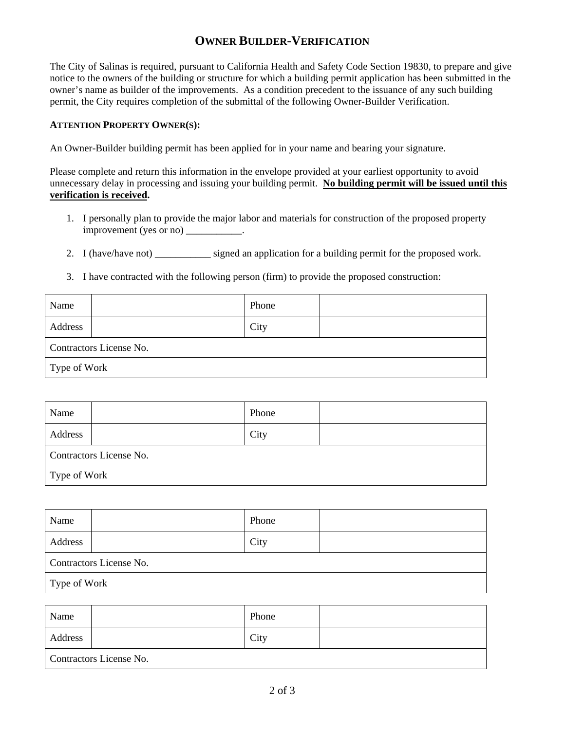# OWNER BUILDER-VERIFICATION

The City of Salinas is required, pursuant to California Health and Safety Code Section 19830, to prepare and give notice to the owners of the building or structure for which a building permit application has been submitted in the owner's name as builder of the improvements. As a condition precedent to the issuance of any such building permit, the City requires completion of the submittal of the following Owner-Builder Verification.

**ATTENTION PROPERTY OWNER(S):**

An Owner-Builder building permit has been applied for in your name and bearing your signature.

Please complete and return this information in the envelope provided at your earliest opportunity to avoid unnecessary delay in processing and issuing your building permit. **No building permit will be issued until this verification is received.**

1. I personally plan to provide the major labor and materials for construction of the proposed property improvement (yes or no) ___________.
2. I (have/have not) ___________ signed an application for a building permit for the proposed work.
3. I have contracted with the following person (firm) to provide the proposed construction:

| Name | | Phone | |
|---|---|---|---|
| Address | | City | |
| Contractors License No. | | | |
| Type of Work | | | |

| Name | | Phone | |
|---|---|---|---|
| Address | | City | |
| Contractors License No. | | | |
| Type of Work | | | |

| Name | | Phone | |
|---|---|---|---|
| Address | | City | |
| Contractors License No. | | | |
| Type of Work | | | |

| Name | | Phone | |
|---|---|---|---|
| Address | | City | |
| Contractors License No. | | | |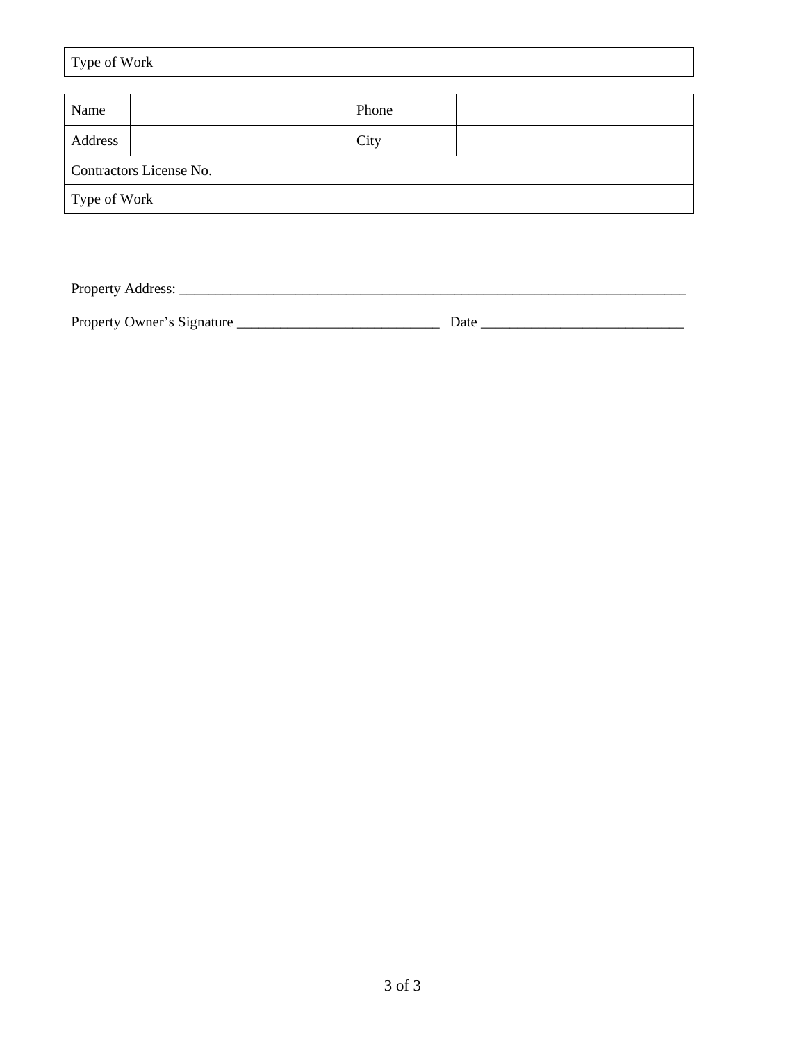| Type of Work |
| --- |

| | | | |
| --- | --- | --- | --- |
| Name | | Phone | |
| Address | | City | |
| Contractors License No. | | | |
| Type of Work | | | |

Property Address: ___________________________________________________________________________

Property Owner's Signature ____________________________ Date ____________________________